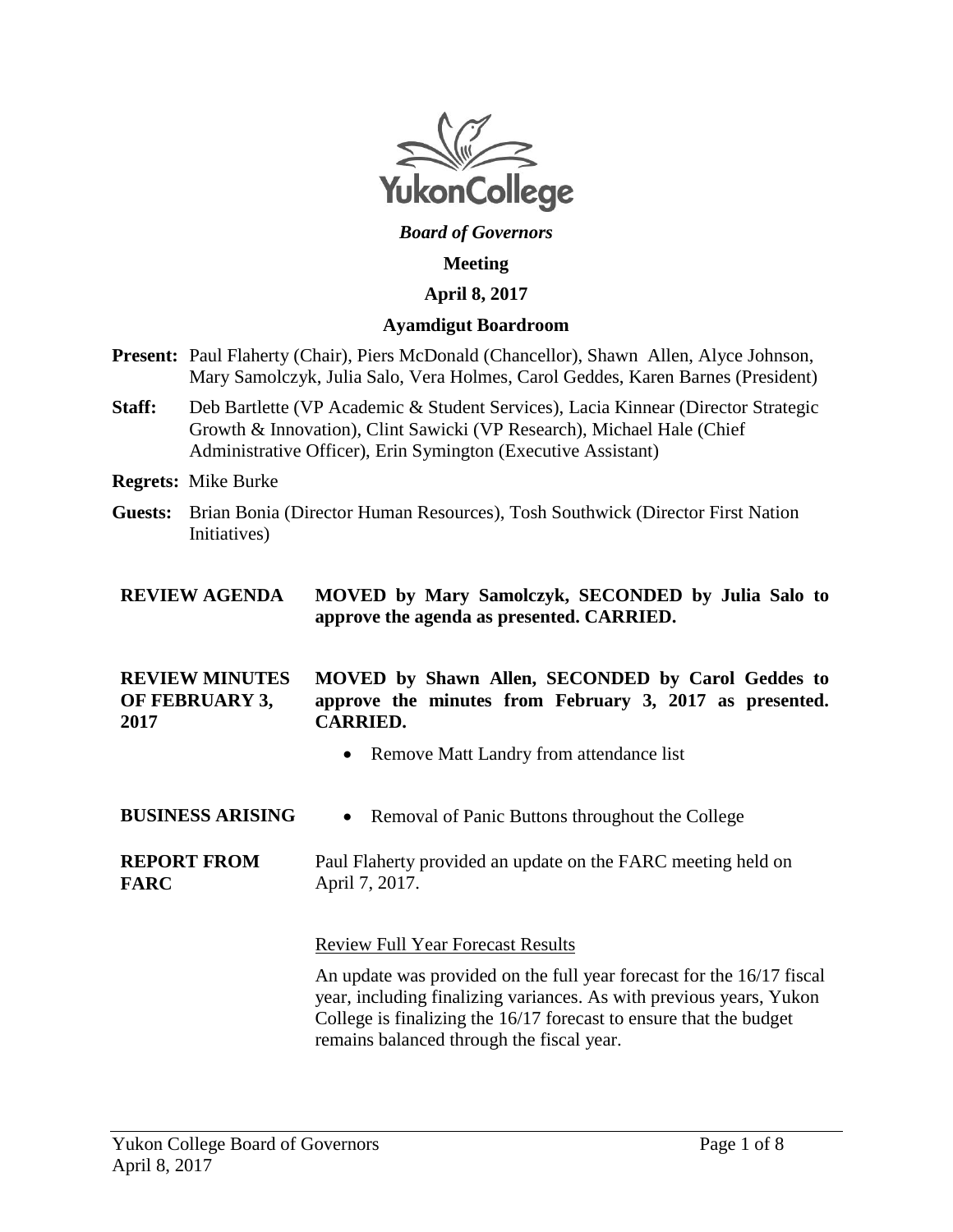*Board of Governors*

**Meeting**

**April 8, 2017**

**Ayamdigut Boardroom**

**Present:** Paul Flaherty (Chair), Piers McDonald (Chancellor), Shawn Allen, Alyce Johnson, Mary Samolczyk, Julia Salo, Vera Holmes, Carol Geddes, Karen Barnes (President)

**Staff:** Deb Bartlette (VP Academic & Student Services), Lacia Kinnear (Director Strategic Growth & Innovation), Clint Sawicki (VP Research), Michael Hale (Chief Administrative Officer), Erin Symington (Executive Assistant)

**Regrets:** Mike Burke

**Guests:** Brian Bonia (Director Human Resources), Tosh Southwick (Director First Nation Initiatives)

**REVIEW AGENDA**

**MOVED by Mary Samolczyk, SECONDED by Julia Salo to approve the agenda as presented. CARRIED.**

**REVIEW MINUTES OF FEBRUARY 3, 2017**

**MOVED by Shawn Allen, SECONDED by Carol Geddes to approve the minutes from February 3, 2017 as presented. CARRIED.**

- Remove Matt Landry from attendance list

**BUSINESS ARISING**

- Removal of Panic Buttons throughout the College

**REPORT FROM FARC**

Paul Flaherty provided an update on the FARC meeting held on April 7, 2017.

Review Full Year Forecast Results

An update was provided on the full year forecast for the 16/17 fiscal year, including finalizing variances. As with previous years, Yukon College is finalizing the 16/17 forecast to ensure that the budget remains balanced through the fiscal year.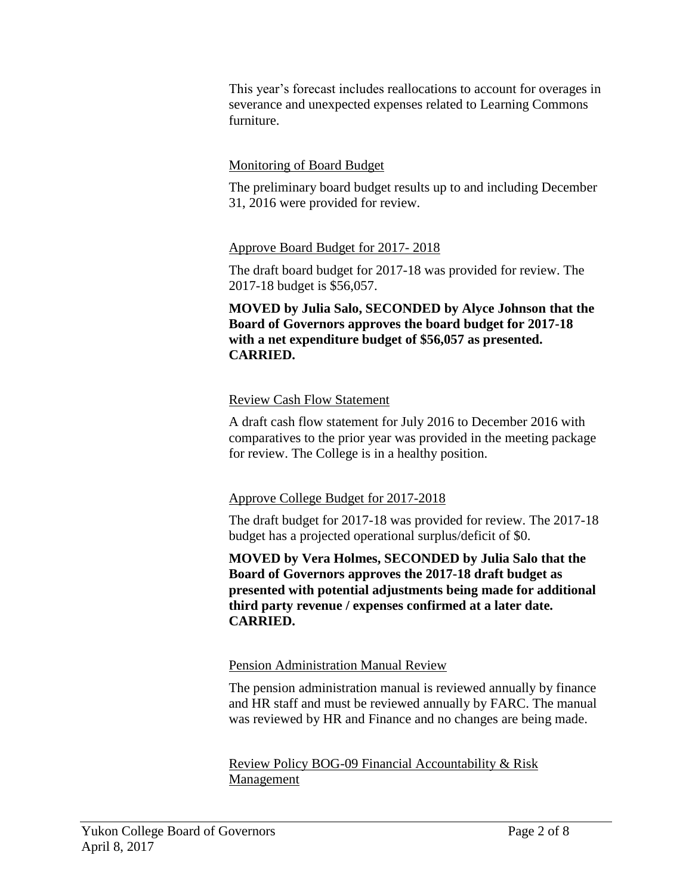This year's forecast includes reallocations to account for overages in severance and unexpected expenses related to Learning Commons furniture.

Monitoring of Board Budget

The preliminary board budget results up to and including December 31, 2016 were provided for review.

Approve Board Budget for 2017- 2018

The draft board budget for 2017-18 was provided for review. The 2017-18 budget is $56,057.

**MOVED by Julia Salo, SECONDED by Alyce Johnson that the Board of Governors approves the board budget for 2017-18 with a net expenditure budget of $56,057 as presented. CARRIED.**

Review Cash Flow Statement

A draft cash flow statement for July 2016 to December 2016 with comparatives to the prior year was provided in the meeting package for review. The College is in a healthy position.

Approve College Budget for 2017-2018

The draft budget for 2017-18 was provided for review. The 2017-18 budget has a projected operational surplus/deficit of $0.

**MOVED by Vera Holmes, SECONDED by Julia Salo that the Board of Governors approves the 2017-18 draft budget as presented with potential adjustments being made for additional third party revenue / expenses confirmed at a later date. CARRIED.**

Pension Administration Manual Review

The pension administration manual is reviewed annually by finance and HR staff and must be reviewed annually by FARC. The manual was reviewed by HR and Finance and no changes are being made.

Review Policy BOG-09 Financial Accountability & Risk Management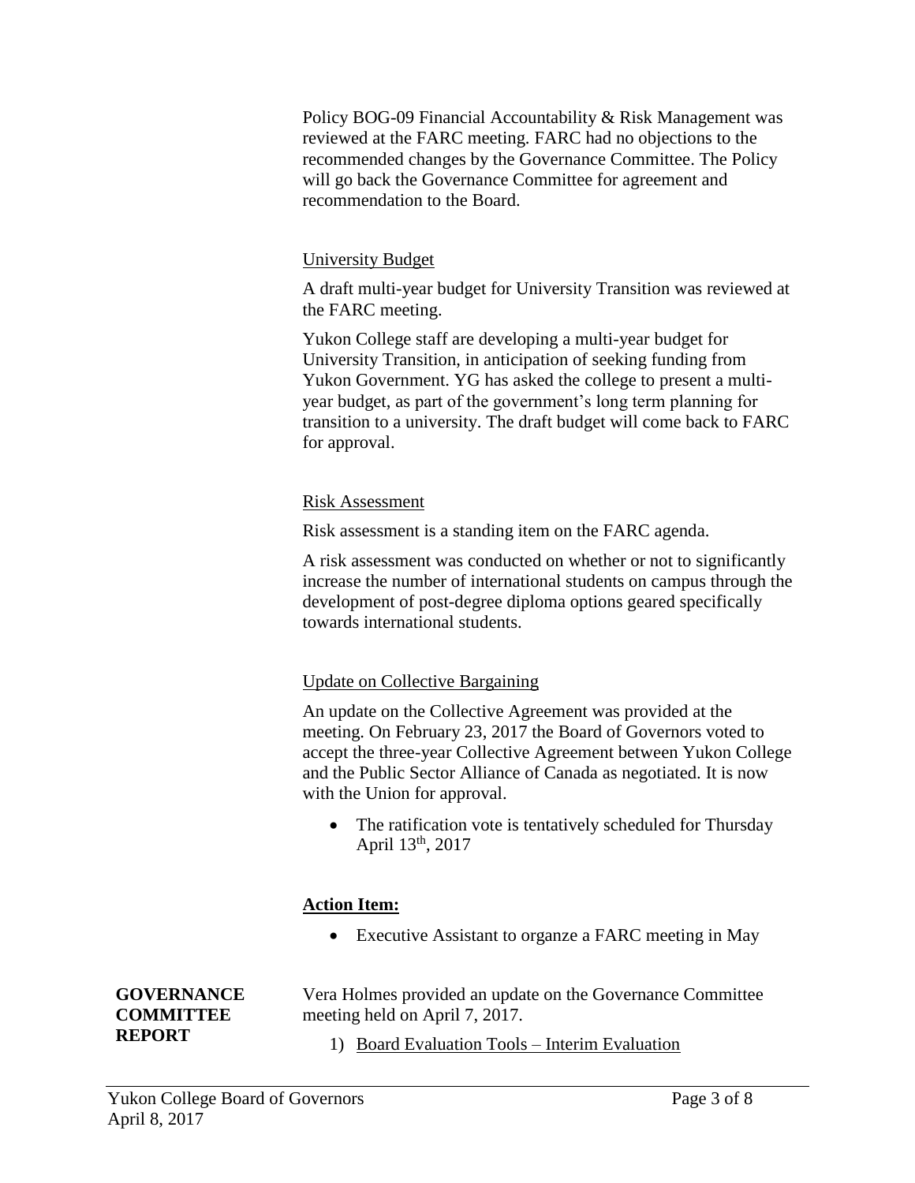Policy BOG-09 Financial Accountability & Risk Management was reviewed at the FARC meeting. FARC had no objections to the recommended changes by the Governance Committee. The Policy will go back the Governance Committee for agreement and recommendation to the Board.

University Budget

A draft multi-year budget for University Transition was reviewed at the FARC meeting.

Yukon College staff are developing a multi-year budget for University Transition, in anticipation of seeking funding from Yukon Government. YG has asked the college to present a multi-year budget, as part of the government's long term planning for transition to a university. The draft budget will come back to FARC for approval.

Risk Assessment

Risk assessment is a standing item on the FARC agenda.

A risk assessment was conducted on whether or not to significantly increase the number of international students on campus through the development of post-degree diploma options geared specifically towards international students.

Update on Collective Bargaining

An update on the Collective Agreement was provided at the meeting. On February 23, 2017 the Board of Governors voted to accept the three-year Collective Agreement between Yukon College and the Public Sector Alliance of Canada as negotiated. It is now with the Union for approval.

- The ratification vote is tentatively scheduled for Thursday April 13th, 2017

**Action Item:**

- Executive Assistant to organze a FARC meeting in May

**GOVERNANCE COMMITTEE REPORT**

Vera Holmes provided an update on the Governance Committee meeting held on April 7, 2017.

1) Board Evaluation Tools – Interim Evaluation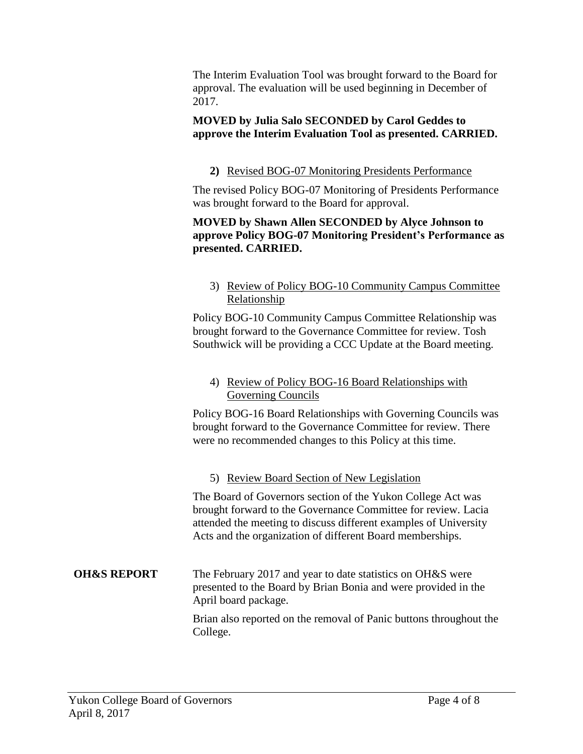The Interim Evaluation Tool was brought forward to the Board for approval. The evaluation will be used beginning in December of 2017.

**MOVED by Julia Salo SECONDED by Carol Geddes to approve the Interim Evaluation Tool as presented. CARRIED.**

**2)** Revised BOG-07 Monitoring Presidents Performance

The revised Policy BOG-07 Monitoring of Presidents Performance was brought forward to the Board for approval.

**MOVED by Shawn Allen SECONDED by Alyce Johnson to approve Policy BOG-07 Monitoring President's Performance as presented. CARRIED.**

3) Review of Policy BOG-10 Community Campus Committee Relationship

Policy BOG-10 Community Campus Committee Relationship was brought forward to the Governance Committee for review. Tosh Southwick will be providing a CCC Update at the Board meeting.

4) Review of Policy BOG-16 Board Relationships with Governing Councils

Policy BOG-16 Board Relationships with Governing Councils was brought forward to the Governance Committee for review. There were no recommended changes to this Policy at this time.

5) Review Board Section of New Legislation

The Board of Governors section of the Yukon College Act was brought forward to the Governance Committee for review. Lacia attended the meeting to discuss different examples of University Acts and the organization of different Board memberships.

**OH&S REPORT**

The February 2017 and year to date statistics on OH&S were presented to the Board by Brian Bonia and were provided in the April board package.

Brian also reported on the removal of Panic buttons throughout the College.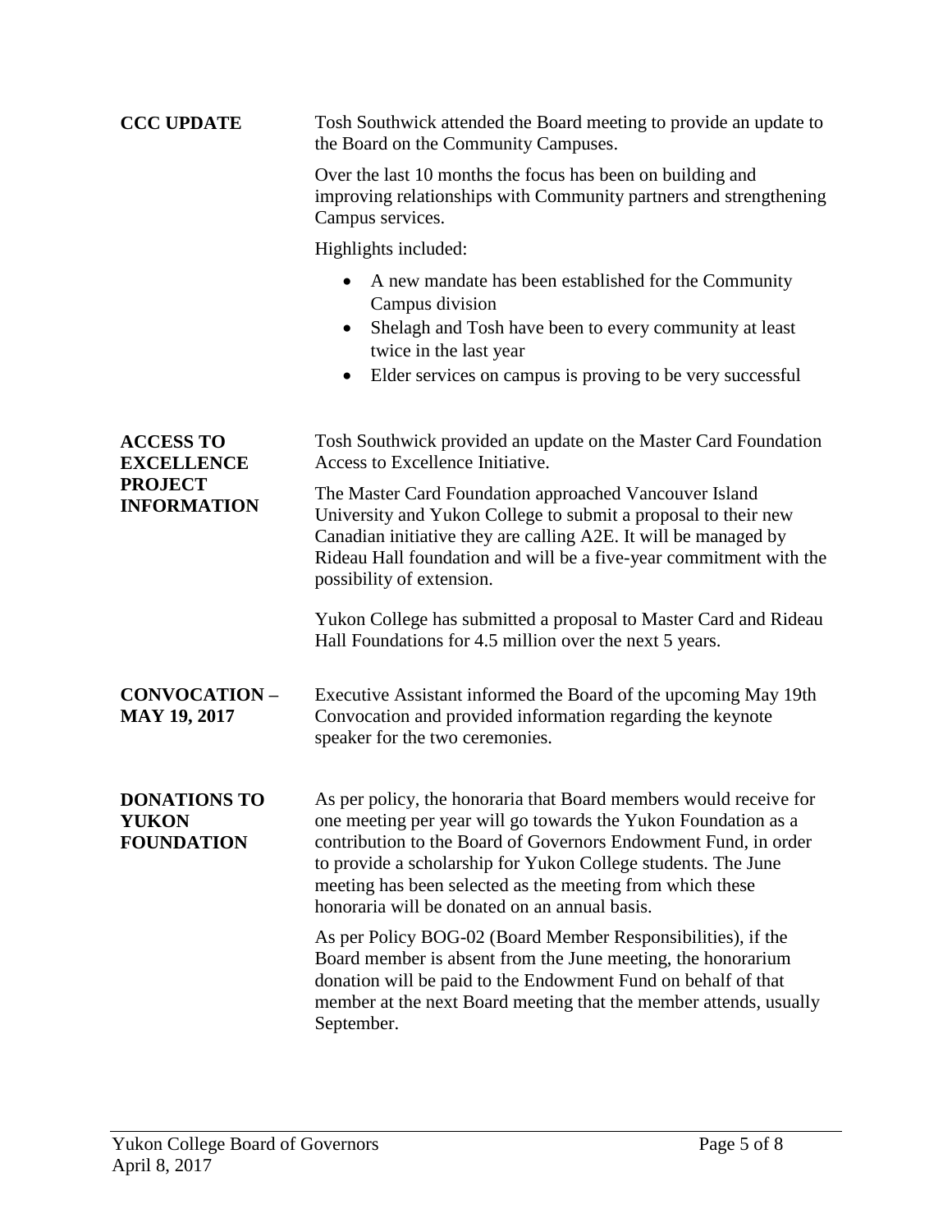**CCC UPDATE**

Tosh Southwick attended the Board meeting to provide an update to the Board on the Community Campuses.

Over the last 10 months the focus has been on building and improving relationships with Community partners and strengthening Campus services.

Highlights included:

- A new mandate has been established for the Community Campus division
- Shelagh and Tosh have been to every community at least twice in the last year
- Elder services on campus is proving to be very successful

**ACCESS TO EXCELLENCE PROJECT INFORMATION**

Tosh Southwick provided an update on the Master Card Foundation Access to Excellence Initiative.

The Master Card Foundation approached Vancouver Island University and Yukon College to submit a proposal to their new Canadian initiative they are calling A2E. It will be managed by Rideau Hall foundation and will be a five-year commitment with the possibility of extension.

Yukon College has submitted a proposal to Master Card and Rideau Hall Foundations for 4.5 million over the next 5 years.

**CONVOCATION – MAY 19, 2017**

Executive Assistant informed the Board of the upcoming May 19th Convocation and provided information regarding the keynote speaker for the two ceremonies.

**DONATIONS TO YUKON FOUNDATION**

As per policy, the honoraria that Board members would receive for one meeting per year will go towards the Yukon Foundation as a contribution to the Board of Governors Endowment Fund, in order to provide a scholarship for Yukon College students. The June meeting has been selected as the meeting from which these honoraria will be donated on an annual basis.

As per Policy BOG-02 (Board Member Responsibilities), if the Board member is absent from the June meeting, the honorarium donation will be paid to the Endowment Fund on behalf of that member at the next Board meeting that the member attends, usually September.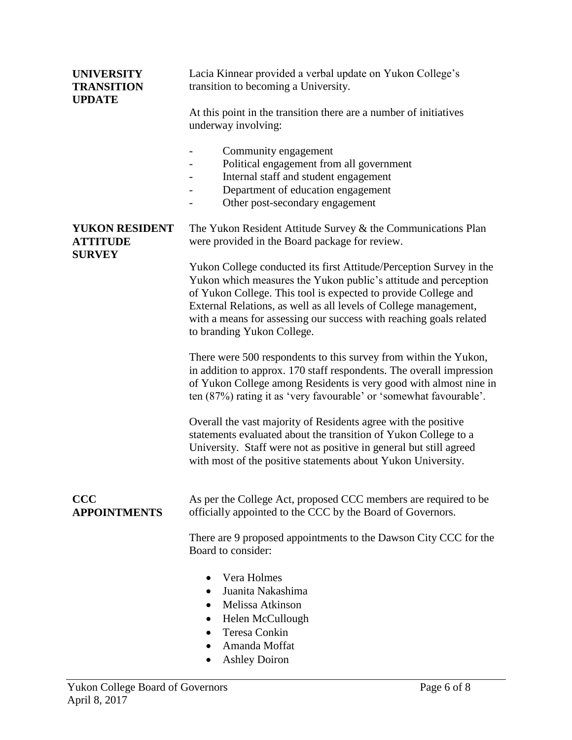## UNIVERSITY TRANSITION UPDATE

Lacia Kinnear provided a verbal update on Yukon College's transition to becoming a University.

At this point in the transition there are a number of initiatives underway involving:

- Community engagement
- Political engagement from all government
- Internal staff and student engagement
- Department of education engagement
- Other post-secondary engagement

## YUKON RESIDENT ATTITUDE SURVEY

The Yukon Resident Attitude Survey & the Communications Plan were provided in the Board package for review.

Yukon College conducted its first Attitude/Perception Survey in the Yukon which measures the Yukon public's attitude and perception of Yukon College. This tool is expected to provide College and External Relations, as well as all levels of College management, with a means for assessing our success with reaching goals related to branding Yukon College.

There were 500 respondents to this survey from within the Yukon, in addition to approx. 170 staff respondents. The overall impression of Yukon College among Residents is very good with almost nine in ten (87%) rating it as 'very favourable' or 'somewhat favourable'.

Overall the vast majority of Residents agree with the positive statements evaluated about the transition of Yukon College to a University. Staff were not as positive in general but still agreed with most of the positive statements about Yukon University.

## CCC APPOINTMENTS

As per the College Act, proposed CCC members are required to be officially appointed to the CCC by the Board of Governors.

There are 9 proposed appointments to the Dawson City CCC for the Board to consider:

- Vera Holmes
- Juanita Nakashima
- Melissa Atkinson
- Helen McCullough
- Teresa Conkin
- Amanda Moffat
- Ashley Doiron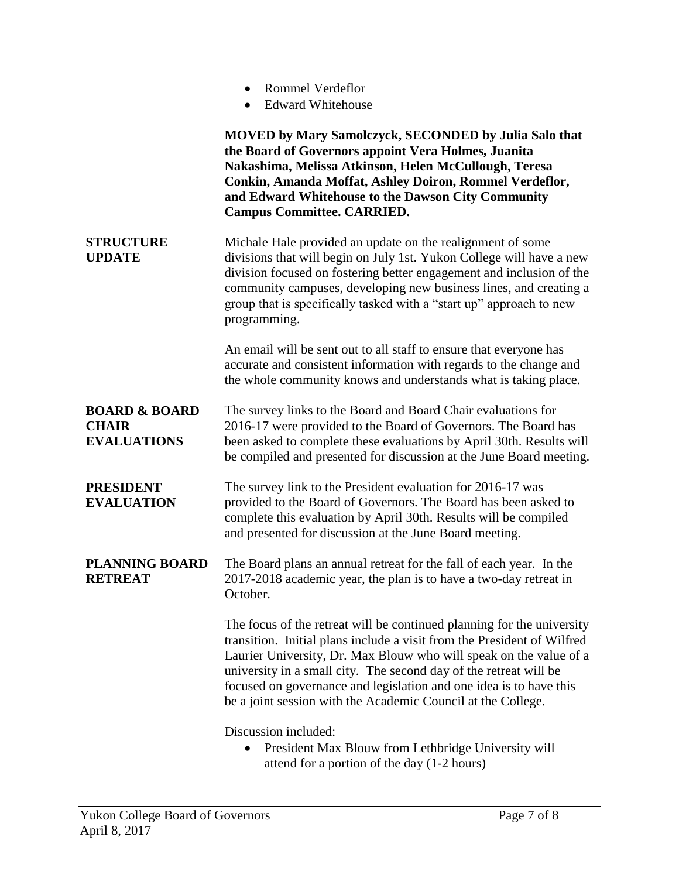- Rommel Verdeflor
- Edward Whitehouse

**MOVED by Mary Samolczyck, SECONDED by Julia Salo that the Board of Governors appoint Vera Holmes, Juanita Nakashima, Melissa Atkinson, Helen McCullough, Teresa Conkin, Amanda Moffat, Ashley Doiron, Rommel Verdeflor, and Edward Whitehouse to the Dawson City Community Campus Committee. CARRIED.**

**STRUCTURE UPDATE**

Michale Hale provided an update on the realignment of some divisions that will begin on July 1st. Yukon College will have a new division focused on fostering better engagement and inclusion of the community campuses, developing new business lines, and creating a group that is specifically tasked with a "start up" approach to new programming.

An email will be sent out to all staff to ensure that everyone has accurate and consistent information with regards to the change and the whole community knows and understands what is taking place.

**BOARD & BOARD CHAIR EVALUATIONS**

The survey links to the Board and Board Chair evaluations for 2016-17 were provided to the Board of Governors. The Board has been asked to complete these evaluations by April 30th. Results will be compiled and presented for discussion at the June Board meeting.

**PRESIDENT EVALUATION**

The survey link to the President evaluation for 2016-17 was provided to the Board of Governors. The Board has been asked to complete this evaluation by April 30th. Results will be compiled and presented for discussion at the June Board meeting.

**PLANNING BOARD RETREAT**

The Board plans an annual retreat for the fall of each year. In the 2017-2018 academic year, the plan is to have a two-day retreat in October.

The focus of the retreat will be continued planning for the university transition. Initial plans include a visit from the President of Wilfred Laurier University, Dr. Max Blouw who will speak on the value of a university in a small city. The second day of the retreat will be focused on governance and legislation and one idea is to have this be a joint session with the Academic Council at the College.

Discussion included:

- President Max Blouw from Lethbridge University will attend for a portion of the day (1-2 hours)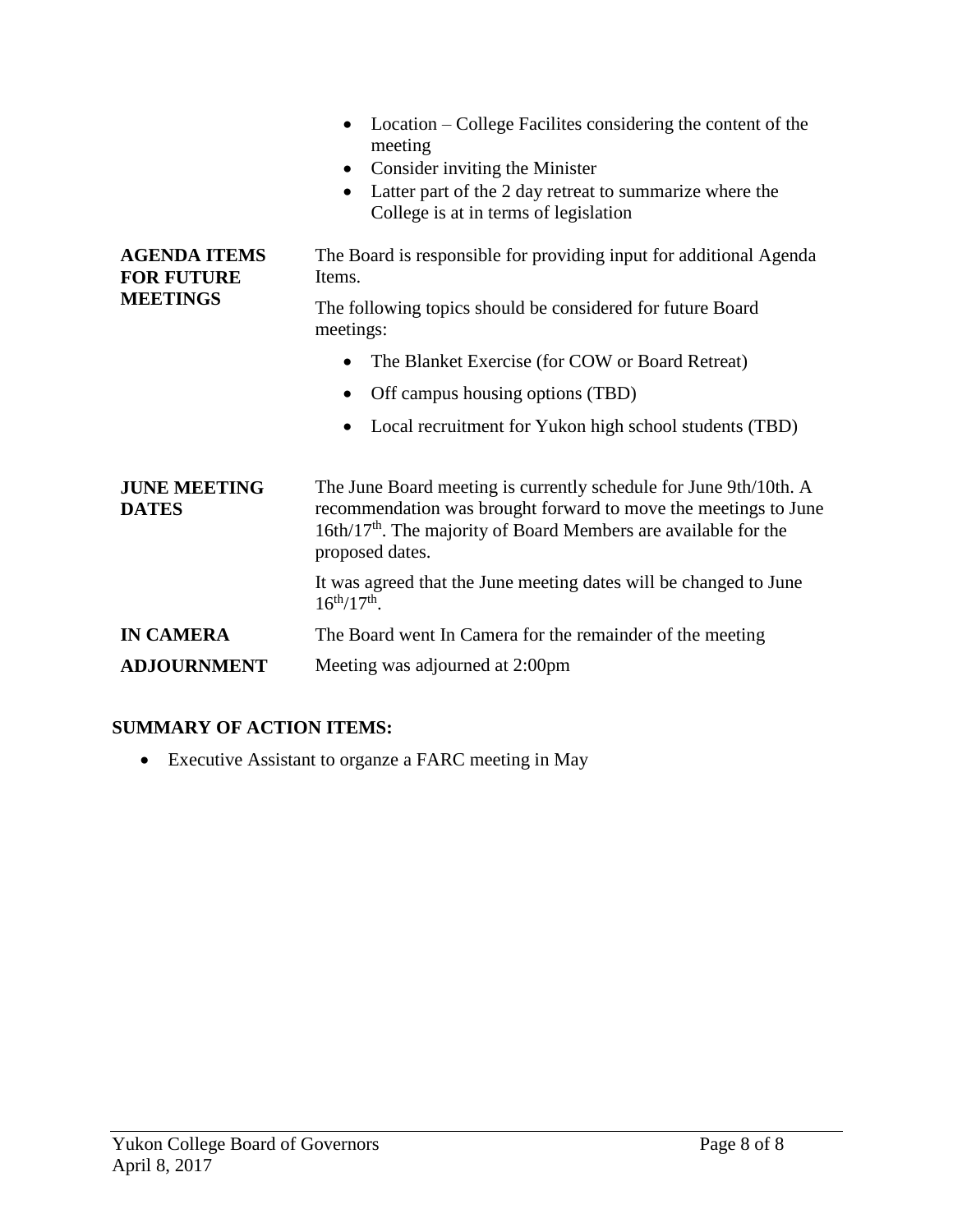- Location – College Facilites considering the content of the meeting
- Consider inviting the Minister
- Latter part of the 2 day retreat to summarize where the College is at in terms of legislation

| | |
|---|---|
| **AGENDA ITEMS FOR FUTURE MEETINGS** | The Board is responsible for providing input for additional Agenda Items.<br><br>The following topics should be considered for future Board meetings:<br><br>• The Blanket Exercise (for COW or Board Retreat)<br>• Off campus housing options (TBD)<br>• Local recruitment for Yukon high school students (TBD) |
| **JUNE MEETING DATES** | The June Board meeting is currently schedule for June 9th/10th. A recommendation was brought forward to move the meetings to June 16th/17th. The majority of Board Members are available for the proposed dates.<br><br>It was agreed that the June meeting dates will be changed to June 16th/17th. |
| **IN CAMERA** | The Board went In Camera for the remainder of the meeting |
| **ADJOURNMENT** | Meeting was adjourned at 2:00pm |

**SUMMARY OF ACTION ITEMS:**

- Executive Assistant to organze a FARC meeting in May